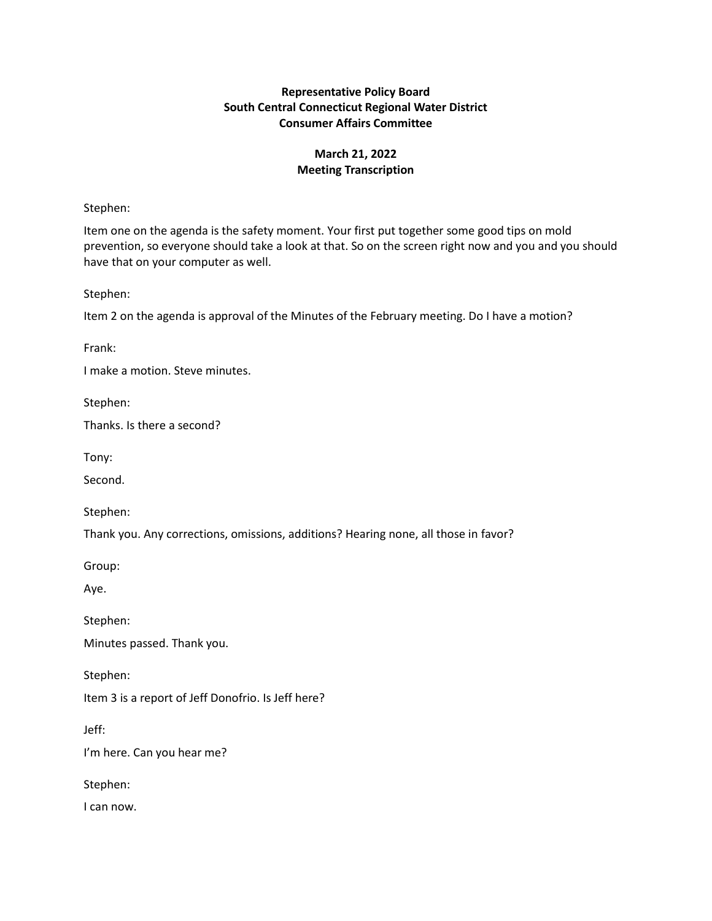**Representative Policy Board**
**South Central Connecticut Regional Water District**
**Consumer Affairs Committee**

**March 21, 2022**
**Meeting Transcription**

Stephen:

Item one on the agenda is the safety moment. Your first put together some good tips on mold prevention, so everyone should take a look at that. So on the screen right now and you and you should have that on your computer as well.

Stephen:

Item 2 on the agenda is approval of the Minutes of the February meeting. Do I have a motion?

Frank:

I make a motion. Steve minutes.

Stephen:

Thanks. Is there a second?

Tony:

Second.

Stephen:

Thank you. Any corrections, omissions, additions? Hearing none, all those in favor?

Group:

Aye.

Stephen:

Minutes passed. Thank you.

Stephen:

Item 3 is a report of Jeff Donofrio. Is Jeff here?

Jeff:

I'm here. Can you hear me?

Stephen:

I can now.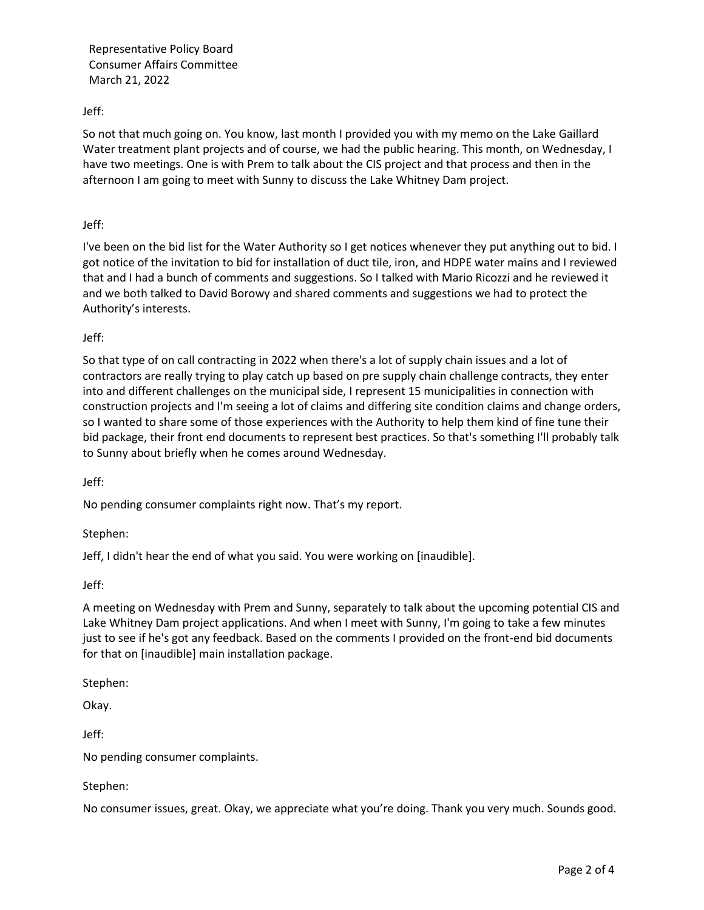Representative Policy Board
Consumer Affairs Committee
March 21, 2022

Jeff:

So not that much going on. You know, last month I provided you with my memo on the Lake Gaillard Water treatment plant projects and of course, we had the public hearing. This month, on Wednesday, I have two meetings. One is with Prem to talk about the CIS project and that process and then in the afternoon I am going to meet with Sunny to discuss the Lake Whitney Dam project.

Jeff:

I've been on the bid list for the Water Authority so I get notices whenever they put anything out to bid. I got notice of the invitation to bid for installation of duct tile, iron, and HDPE water mains and I reviewed that and I had a bunch of comments and suggestions. So I talked with Mario Ricozzi and he reviewed it and we both talked to David Borowy and shared comments and suggestions we had to protect the Authority's interests.

Jeff:

So that type of on call contracting in 2022 when there's a lot of supply chain issues and a lot of contractors are really trying to play catch up based on pre supply chain challenge contracts, they enter into and different challenges on the municipal side, I represent 15 municipalities in connection with construction projects and I'm seeing a lot of claims and differing site condition claims and change orders, so I wanted to share some of those experiences with the Authority to help them kind of fine tune their bid package, their front end documents to represent best practices. So that's something I'll probably talk to Sunny about briefly when he comes around Wednesday.

Jeff:

No pending consumer complaints right now. That's my report.

Stephen:

Jeff, I didn't hear the end of what you said. You were working on [inaudible].

Jeff:

A meeting on Wednesday with Prem and Sunny, separately to talk about the upcoming potential CIS and Lake Whitney Dam project applications. And when I meet with Sunny, I'm going to take a few minutes just to see if he's got any feedback. Based on the comments I provided on the front-end bid documents for that on [inaudible] main installation package.

Stephen:

Okay.

Jeff:

No pending consumer complaints.

Stephen:

No consumer issues, great. Okay, we appreciate what you're doing. Thank you very much. Sounds good.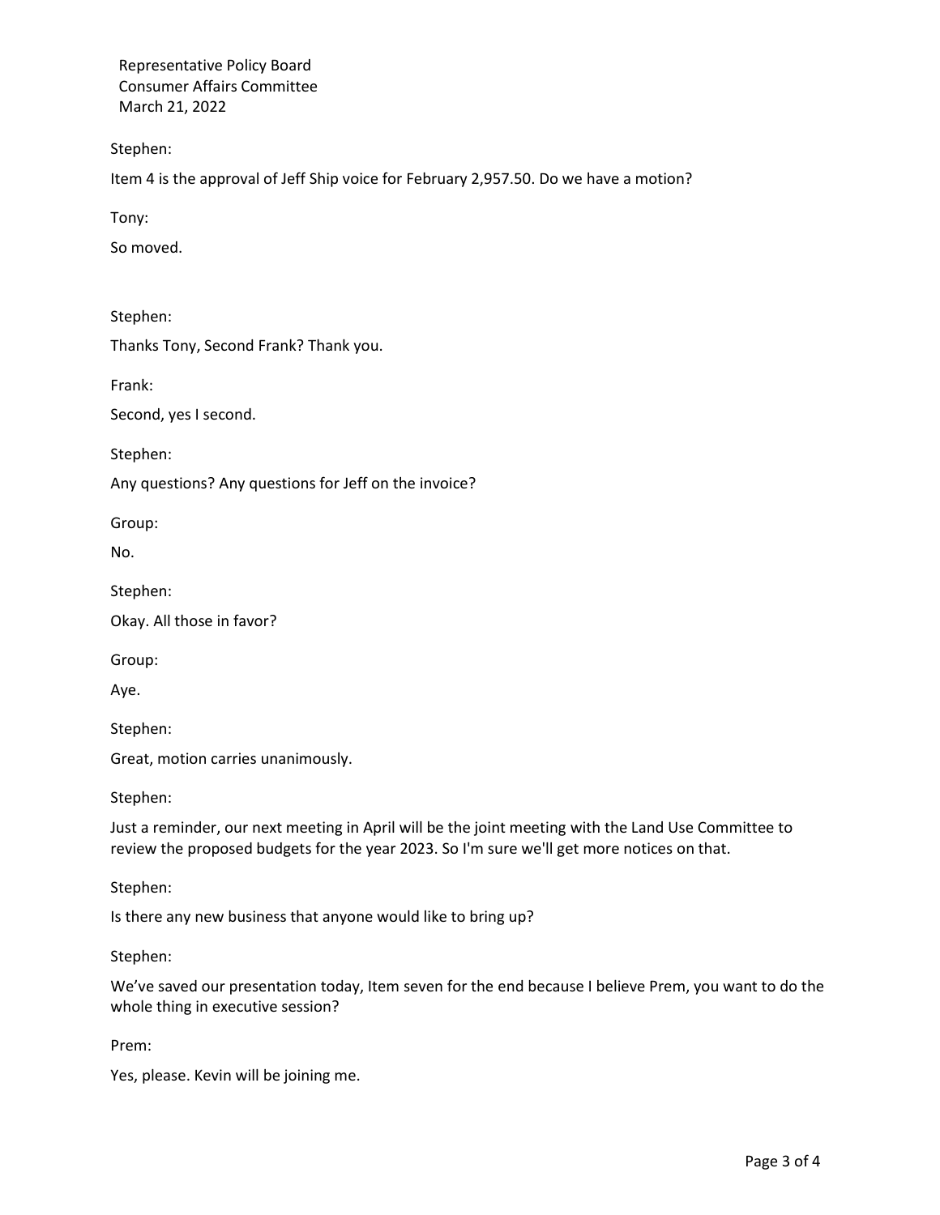Representative Policy Board
Consumer Affairs Committee
March 21, 2022

Stephen:

Item 4 is the approval of Jeff Ship voice for February 2,957.50. Do we have a motion?

Tony:

So moved.

Stephen:

Thanks Tony, Second Frank? Thank you.

Frank:

Second, yes I second.

Stephen:

Any questions? Any questions for Jeff on the invoice?

Group:

No.

Stephen:

Okay. All those in favor?

Group:

Aye.

Stephen:

Great, motion carries unanimously.

Stephen:

Just a reminder, our next meeting in April will be the joint meeting with the Land Use Committee to review the proposed budgets for the year 2023. So I'm sure we'll get more notices on that.

Stephen:

Is there any new business that anyone would like to bring up?

Stephen:

We've saved our presentation today, Item seven for the end because I believe Prem, you want to do the whole thing in executive session?

Prem:

Yes, please. Kevin will be joining me.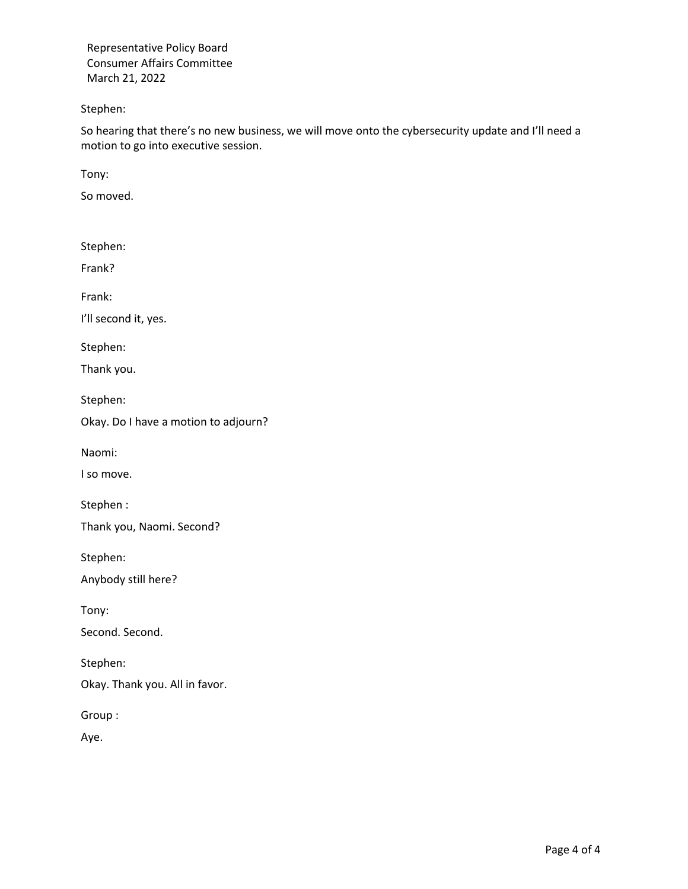Representative Policy Board
Consumer Affairs Committee
March 21, 2022

Stephen:

So hearing that there's no new business, we will move onto the cybersecurity update and I'll need a motion to go into executive session.

Tony:

So moved.

Stephen:

Frank?

Frank:

I'll second it, yes.

Stephen:

Thank you.

Stephen:

Okay. Do I have a motion to adjourn?

Naomi:

I so move.

Stephen :

Thank you, Naomi. Second?

Stephen:

Anybody still here?

Tony:

Second. Second.

Stephen:

Okay. Thank you. All in favor.

Group :

Aye.